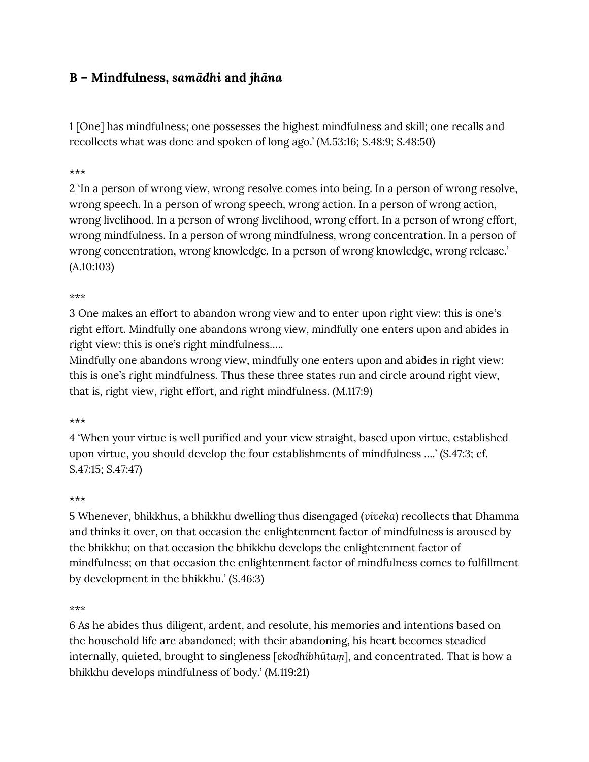## B – Mindfulness, *samādhi* and *jhāna*

1 [One] has mindfulness; one possesses the highest mindfulness and skill; one recalls and recollects what was done and spoken of long ago.' (M.53:16; S.48:9; S.48:50)

***

2 'In a person of wrong view, wrong resolve comes into being. In a person of wrong resolve, wrong speech. In a person of wrong speech, wrong action. In a person of wrong action, wrong livelihood. In a person of wrong livelihood, wrong effort. In a person of wrong effort, wrong mindfulness. In a person of wrong mindfulness, wrong concentration. In a person of wrong concentration, wrong knowledge. In a person of wrong knowledge, wrong release.' (A.10:103)

***

3 One makes an effort to abandon wrong view and to enter upon right view: this is one's right effort. Mindfully one abandons wrong view, mindfully one enters upon and abides in right view: this is one's right mindfulness.....
Mindfully one abandons wrong view, mindfully one enters upon and abides in right view: this is one's right mindfulness. Thus these three states run and circle around right view, that is, right view, right effort, and right mindfulness. (M.117:9)

***

4 'When your virtue is well purified and your view straight, based upon virtue, established upon virtue, you should develop the four establishments of mindfulness ....' (S.47:3; cf. S.47:15; S.47:47)

***

5 Whenever, bhikkhus, a bhikkhu dwelling thus disengaged (*viveka*) recollects that Dhamma and thinks it over, on that occasion the enlightenment factor of mindfulness is aroused by the bhikkhu; on that occasion the bhikkhu develops the enlightenment factor of mindfulness; on that occasion the enlightenment factor of mindfulness comes to fulfillment by development in the bhikkhu.' (S.46:3)

***

6 As he abides thus diligent, ardent, and resolute, his memories and intentions based on the household life are abandoned; with their abandoning, his heart becomes steadied internally, quieted, brought to singleness [*ekodhibhūtaṃ*], and concentrated. That is how a bhikkhu develops mindfulness of body.' (M.119:21)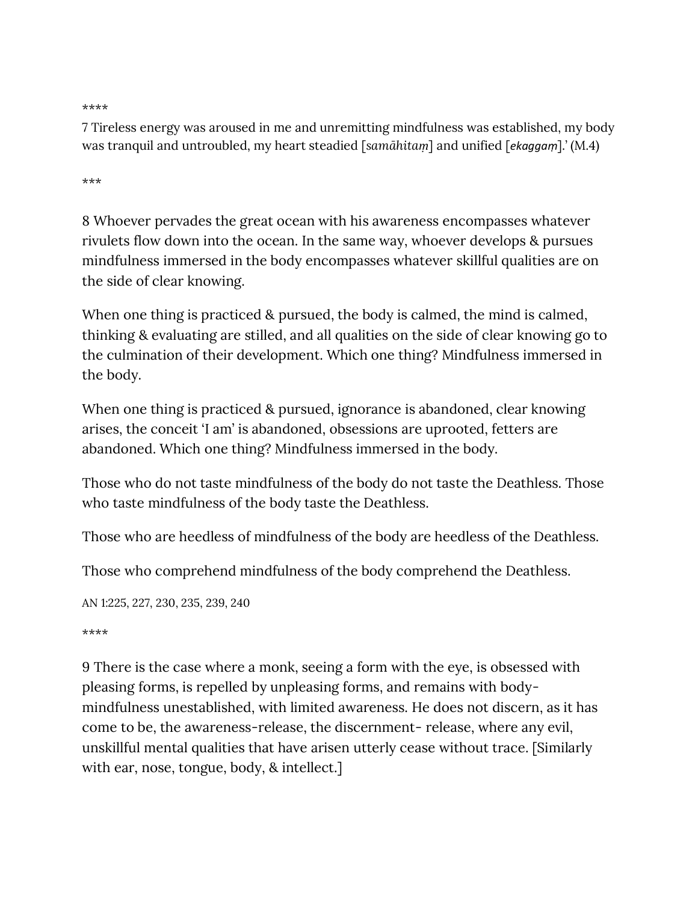****

7 Tireless energy was aroused in me and unremitting mindfulness was established, my body was tranquil and untroubled, my heart steadied [*samāhitaṃ*] and unified [*ekaggaṃ*].' (M.4)

***

8 Whoever pervades the great ocean with his awareness encompasses whatever rivulets flow down into the ocean. In the same way, whoever develops & pursues mindfulness immersed in the body encompasses whatever skillful qualities are on the side of clear knowing.

When one thing is practiced & pursued, the body is calmed, the mind is calmed, thinking & evaluating are stilled, and all qualities on the side of clear knowing go to the culmination of their development. Which one thing? Mindfulness immersed in the body.

When one thing is practiced & pursued, ignorance is abandoned, clear knowing arises, the conceit 'I am' is abandoned, obsessions are uprooted, fetters are abandoned. Which one thing? Mindfulness immersed in the body.

Those who do not taste mindfulness of the body do not taste the Deathless. Those who taste mindfulness of the body taste the Deathless.

Those who are heedless of mindfulness of the body are heedless of the Deathless.

Those who comprehend mindfulness of the body comprehend the Deathless.

AN 1:225, 227, 230, 235, 239, 240

****

9 There is the case where a monk, seeing a form with the eye, is obsessed with pleasing forms, is repelled by unpleasing forms, and remains with body-mindfulness unestablished, with limited awareness. He does not discern, as it has come to be, the awareness-release, the discernment- release, where any evil, unskillful mental qualities that have arisen utterly cease without trace. [Similarly with ear, nose, tongue, body, & intellect.]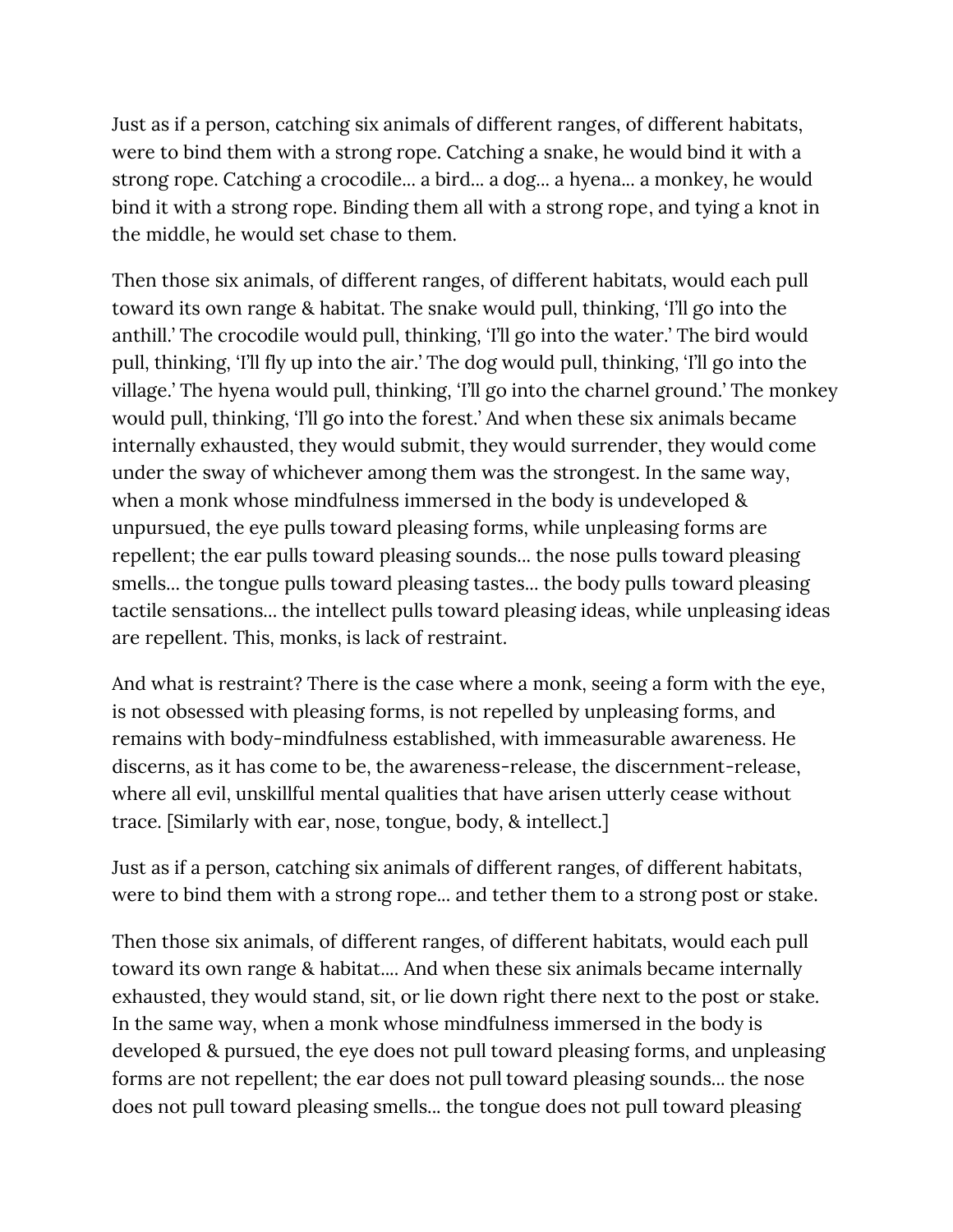Just as if a person, catching six animals of different ranges, of different habitats, were to bind them with a strong rope. Catching a snake, he would bind it with a strong rope. Catching a crocodile… a bird… a dog… a hyena… a monkey, he would bind it with a strong rope. Binding them all with a strong rope, and tying a knot in the middle, he would set chase to them.

Then those six animals, of different ranges, of different habitats, would each pull toward its own range & habitat. The snake would pull, thinking, 'I'll go into the anthill.' The crocodile would pull, thinking, 'I'll go into the water.' The bird would pull, thinking, 'I'll fly up into the air.' The dog would pull, thinking, 'I'll go into the village.' The hyena would pull, thinking, 'I'll go into the charnel ground.' The monkey would pull, thinking, 'I'll go into the forest.' And when these six animals became internally exhausted, they would submit, they would surrender, they would come under the sway of whichever among them was the strongest. In the same way, when a monk whose mindfulness immersed in the body is undeveloped & unpursued, the eye pulls toward pleasing forms, while unpleasing forms are repellent; the ear pulls toward pleasing sounds… the nose pulls toward pleasing smells… the tongue pulls toward pleasing tastes… the body pulls toward pleasing tactile sensations… the intellect pulls toward pleasing ideas, while unpleasing ideas are repellent. This, monks, is lack of restraint.

And what is restraint? There is the case where a monk, seeing a form with the eye, is not obsessed with pleasing forms, is not repelled by unpleasing forms, and remains with body-mindfulness established, with immeasurable awareness. He discerns, as it has come to be, the awareness-release, the discernment-release, where all evil, unskillful mental qualities that have arisen utterly cease without trace. [Similarly with ear, nose, tongue, body, & intellect.]

Just as if a person, catching six animals of different ranges, of different habitats, were to bind them with a strong rope… and tether them to a strong post or stake.

Then those six animals, of different ranges, of different habitats, would each pull toward its own range & habitat.… And when these six animals became internally exhausted, they would stand, sit, or lie down right there next to the post or stake. In the same way, when a monk whose mindfulness immersed in the body is developed & pursued, the eye does not pull toward pleasing forms, and unpleasing forms are not repellent; the ear does not pull toward pleasing sounds… the nose does not pull toward pleasing smells… the tongue does not pull toward pleasing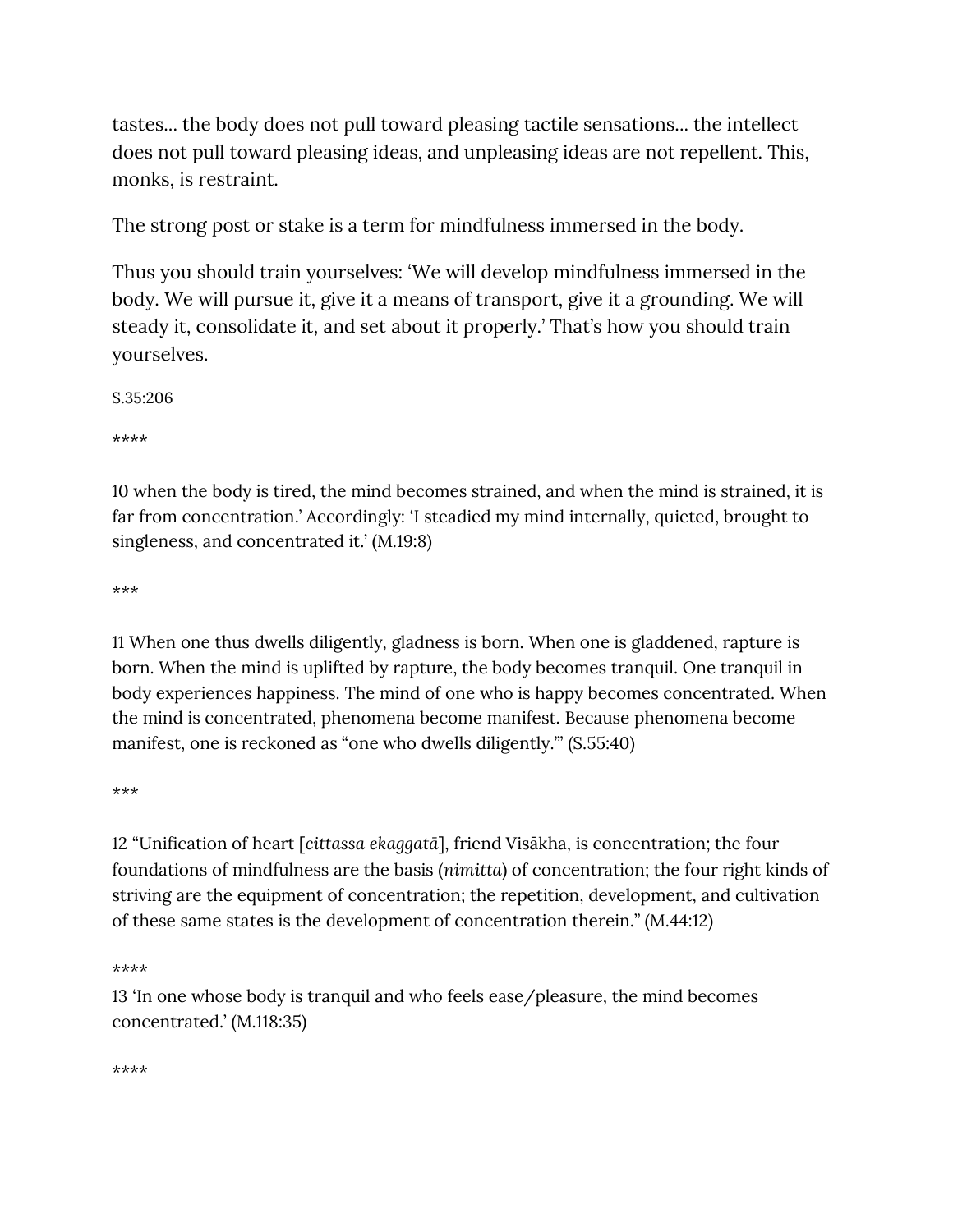tastes... the body does not pull toward pleasing tactile sensations... the intellect does not pull toward pleasing ideas, and unpleasing ideas are not repellent. This, monks, is restraint.

The strong post or stake is a term for mindfulness immersed in the body.

Thus you should train yourselves: 'We will develop mindfulness immersed in the body. We will pursue it, give it a means of transport, give it a grounding. We will steady it, consolidate it, and set about it properly.' That's how you should train yourselves.

S.35:206

****

10 when the body is tired, the mind becomes strained, and when the mind is strained, it is far from concentration.' Accordingly: 'I steadied my mind internally, quieted, brought to singleness, and concentrated it.' (M.19:8)

***

11 When one thus dwells diligently, gladness is born. When one is gladdened, rapture is born. When the mind is uplifted by rapture, the body becomes tranquil. One tranquil in body experiences happiness. The mind of one who is happy becomes concentrated. When the mind is concentrated, phenomena become manifest. Because phenomena become manifest, one is reckoned as "one who dwells diligently."' (S.55:40)

***

12 "Unification of heart [*cittassa ekaggatā*], friend Visākha, is concentration; the four foundations of mindfulness are the basis (*nimitta*) of concentration; the four right kinds of striving are the equipment of concentration; the repetition, development, and cultivation of these same states is the development of concentration therein." (M.44:12)

****

13 'In one whose body is tranquil and who feels ease/pleasure, the mind becomes concentrated.' (M.118:35)

****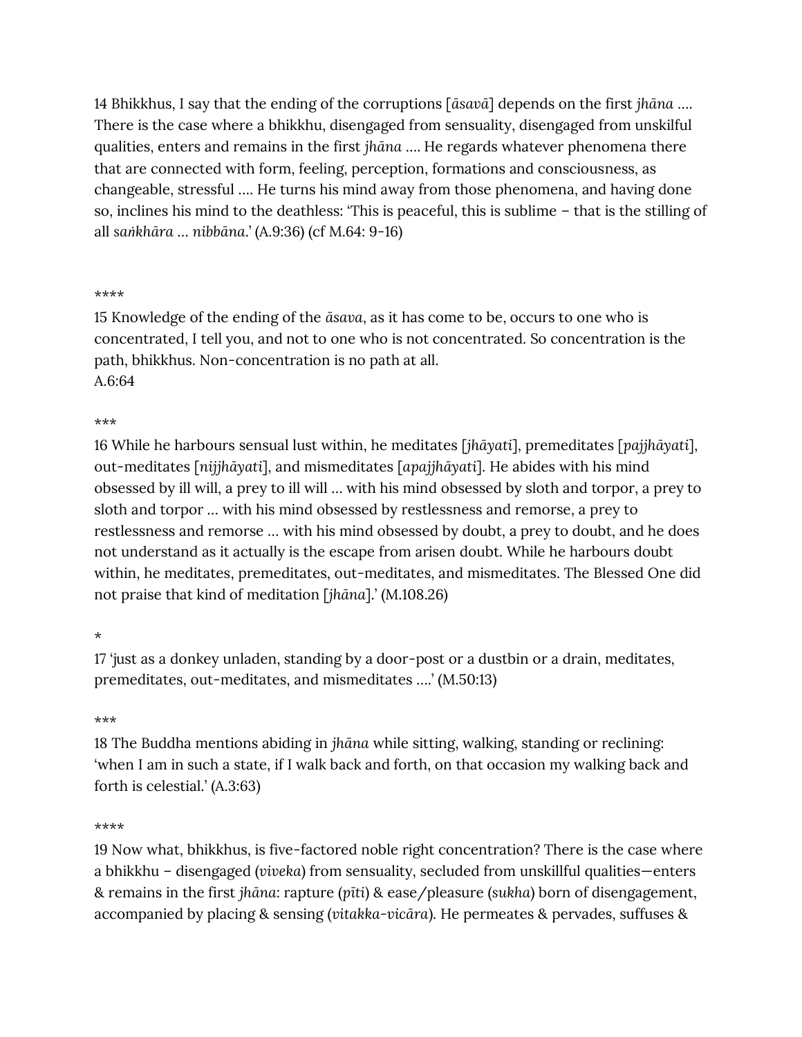14 Bhikkhus, I say that the ending of the corruptions [*āsavā*] depends on the first *jhāna* …. There is the case where a bhikkhu, disengaged from sensuality, disengaged from unskilful qualities, enters and remains in the first *jhāna* …. He regards whatever phenomena there that are connected with form, feeling, perception, formations and consciousness, as changeable, stressful …. He turns his mind away from those phenomena, and having done so, inclines his mind to the deathless: 'This is peaceful, this is sublime – that is the stilling of all *saṅkhāra … nibbāna*.' (A.9:36) (cf M.64: 9-16)

****

15 Knowledge of the ending of the *āsava*, as it has come to be, occurs to one who is concentrated, I tell you, and not to one who is not concentrated. So concentration is the path, bhikkhus. Non-concentration is no path at all.
A.6:64

***

16 While he harbours sensual lust within, he meditates [*jhāyati*], premeditates [*pajjhāyati*], out-meditates [*nijjhāyati*], and mismeditates [*apajjhāyati*]. He abides with his mind obsessed by ill will, a prey to ill will … with his mind obsessed by sloth and torpor, a prey to sloth and torpor … with his mind obsessed by restlessness and remorse, a prey to restlessness and remorse … with his mind obsessed by doubt, a prey to doubt, and he does not understand as it actually is the escape from arisen doubt. While he harbours doubt within, he meditates, premeditates, out-meditates, and mismeditates. The Blessed One did not praise that kind of meditation [*jhāna*].' (M.108.26)

*

17 'just as a donkey unladen, standing by a door-post or a dustbin or a drain, meditates, premeditates, out-meditates, and mismeditates ….' (M.50:13)

***

18 The Buddha mentions abiding in *jhāna* while sitting, walking, standing or reclining: 'when I am in such a state, if I walk back and forth, on that occasion my walking back and forth is celestial.' (A.3:63)

****

19 Now what, bhikkhus, is five-factored noble right concentration? There is the case where a bhikkhu – disengaged (*viveka*) from sensuality, secluded from unskillful qualities—enters & remains in the first *jhāna*: rapture (*pīti*) & ease/pleasure (*sukha*) born of disengagement, accompanied by placing & sensing (*vitakka-vicāra*). He permeates & pervades, suffuses &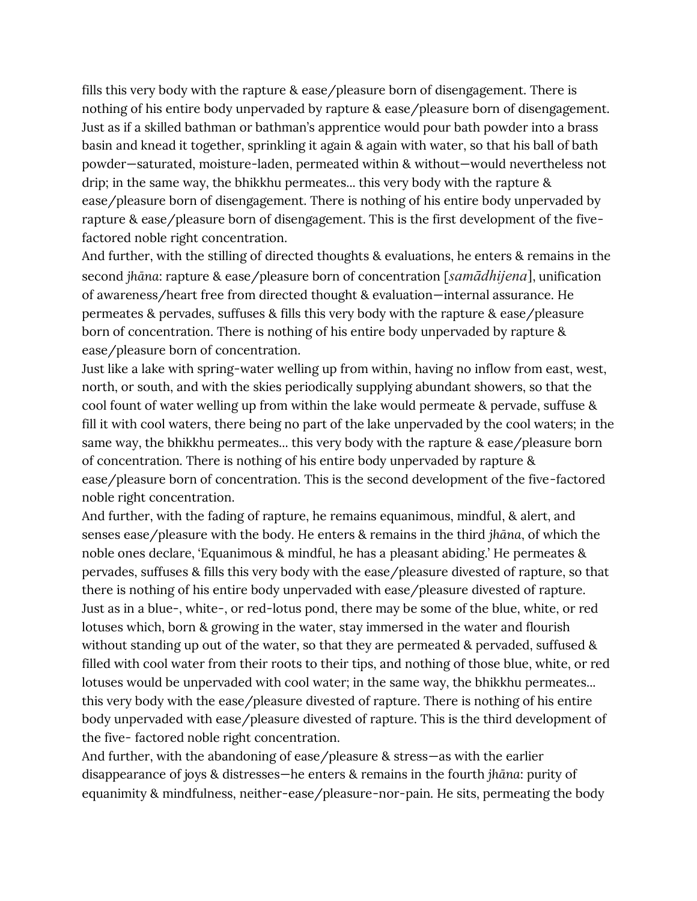fills this very body with the rapture & ease/pleasure born of disengagement. There is nothing of his entire body unpervaded by rapture & ease/pleasure born of disengagement. Just as if a skilled bathman or bathman's apprentice would pour bath powder into a brass basin and knead it together, sprinkling it again & again with water, so that his ball of bath powder—saturated, moisture-laden, permeated within & without—would nevertheless not drip; in the same way, the bhikkhu permeates... this very body with the rapture & ease/pleasure born of disengagement. There is nothing of his entire body unpervaded by rapture & ease/pleasure born of disengagement. This is the first development of the five-factored noble right concentration.

And further, with the stilling of directed thoughts & evaluations, he enters & remains in the second *jhāna*: rapture & ease/pleasure born of concentration [*samādhijena*], unification of awareness/heart free from directed thought & evaluation—internal assurance. He permeates & pervades, suffuses & fills this very body with the rapture & ease/pleasure born of concentration. There is nothing of his entire body unpervaded by rapture & ease/pleasure born of concentration.

Just like a lake with spring-water welling up from within, having no inflow from east, west, north, or south, and with the skies periodically supplying abundant showers, so that the cool fount of water welling up from within the lake would permeate & pervade, suffuse & fill it with cool waters, there being no part of the lake unpervaded by the cool waters; in the same way, the bhikkhu permeates... this very body with the rapture & ease/pleasure born of concentration. There is nothing of his entire body unpervaded by rapture & ease/pleasure born of concentration. This is the second development of the five-factored noble right concentration.

And further, with the fading of rapture, he remains equanimous, mindful, & alert, and senses ease/pleasure with the body. He enters & remains in the third *jhāna*, of which the noble ones declare, 'Equanimous & mindful, he has a pleasant abiding.' He permeates & pervades, suffuses & fills this very body with the ease/pleasure divested of rapture, so that there is nothing of his entire body unpervaded with ease/pleasure divested of rapture. Just as in a blue-, white-, or red-lotus pond, there may be some of the blue, white, or red lotuses which, born & growing in the water, stay immersed in the water and flourish without standing up out of the water, so that they are permeated & pervaded, suffused & filled with cool water from their roots to their tips, and nothing of those blue, white, or red lotuses would be unpervaded with cool water; in the same way, the bhikkhu permeates... this very body with the ease/pleasure divested of rapture. There is nothing of his entire body unpervaded with ease/pleasure divested of rapture. This is the third development of the five- factored noble right concentration.

And further, with the abandoning of ease/pleasure & stress—as with the earlier disappearance of joys & distresses—he enters & remains in the fourth *jhāna*: purity of equanimity & mindfulness, neither-ease/pleasure-nor-pain. He sits, permeating the body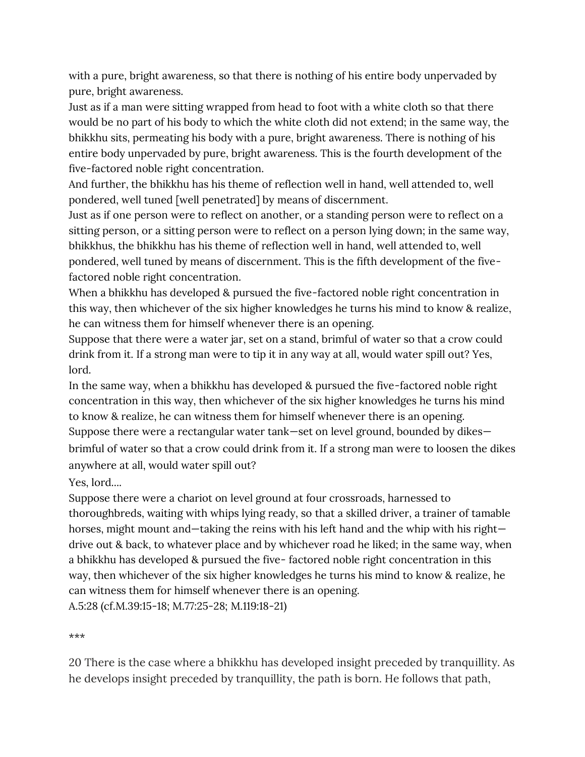with a pure, bright awareness, so that there is nothing of his entire body unpervaded by pure, bright awareness.

Just as if a man were sitting wrapped from head to foot with a white cloth so that there would be no part of his body to which the white cloth did not extend; in the same way, the bhikkhu sits, permeating his body with a pure, bright awareness. There is nothing of his entire body unpervaded by pure, bright awareness. This is the fourth development of the five-factored noble right concentration.

And further, the bhikkhu has his theme of reflection well in hand, well attended to, well pondered, well tuned [well penetrated] by means of discernment.

Just as if one person were to reflect on another, or a standing person were to reflect on a sitting person, or a sitting person were to reflect on a person lying down; in the same way, bhikkhus, the bhikkhu has his theme of reflection well in hand, well attended to, well pondered, well tuned by means of discernment. This is the fifth development of the five-factored noble right concentration.

When a bhikkhu has developed & pursued the five-factored noble right concentration in this way, then whichever of the six higher knowledges he turns his mind to know & realize, he can witness them for himself whenever there is an opening.

Suppose that there were a water jar, set on a stand, brimful of water so that a crow could drink from it. If a strong man were to tip it in any way at all, would water spill out? Yes, lord.

In the same way, when a bhikkhu has developed & pursued the five-factored noble right concentration in this way, then whichever of the six higher knowledges he turns his mind to know & realize, he can witness them for himself whenever there is an opening.

Suppose there were a rectangular water tank—set on level ground, bounded by dikes—brimful of water so that a crow could drink from it. If a strong man were to loosen the dikes anywhere at all, would water spill out?

Yes, lord....

Suppose there were a chariot on level ground at four crossroads, harnessed to thoroughbreds, waiting with whips lying ready, so that a skilled driver, a trainer of tamable horses, might mount and—taking the reins with his left hand and the whip with his right—drive out & back, to whatever place and by whichever road he liked; in the same way, when a bhikkhu has developed & pursued the five- factored noble right concentration in this way, then whichever of the six higher knowledges he turns his mind to know & realize, he can witness them for himself whenever there is an opening.

A.5:28 (cf.M.39:15-18; M.77:25-28; M.119:18-21)

***

20 There is the case where a bhikkhu has developed insight preceded by tranquillity. As he develops insight preceded by tranquillity, the path is born. He follows that path,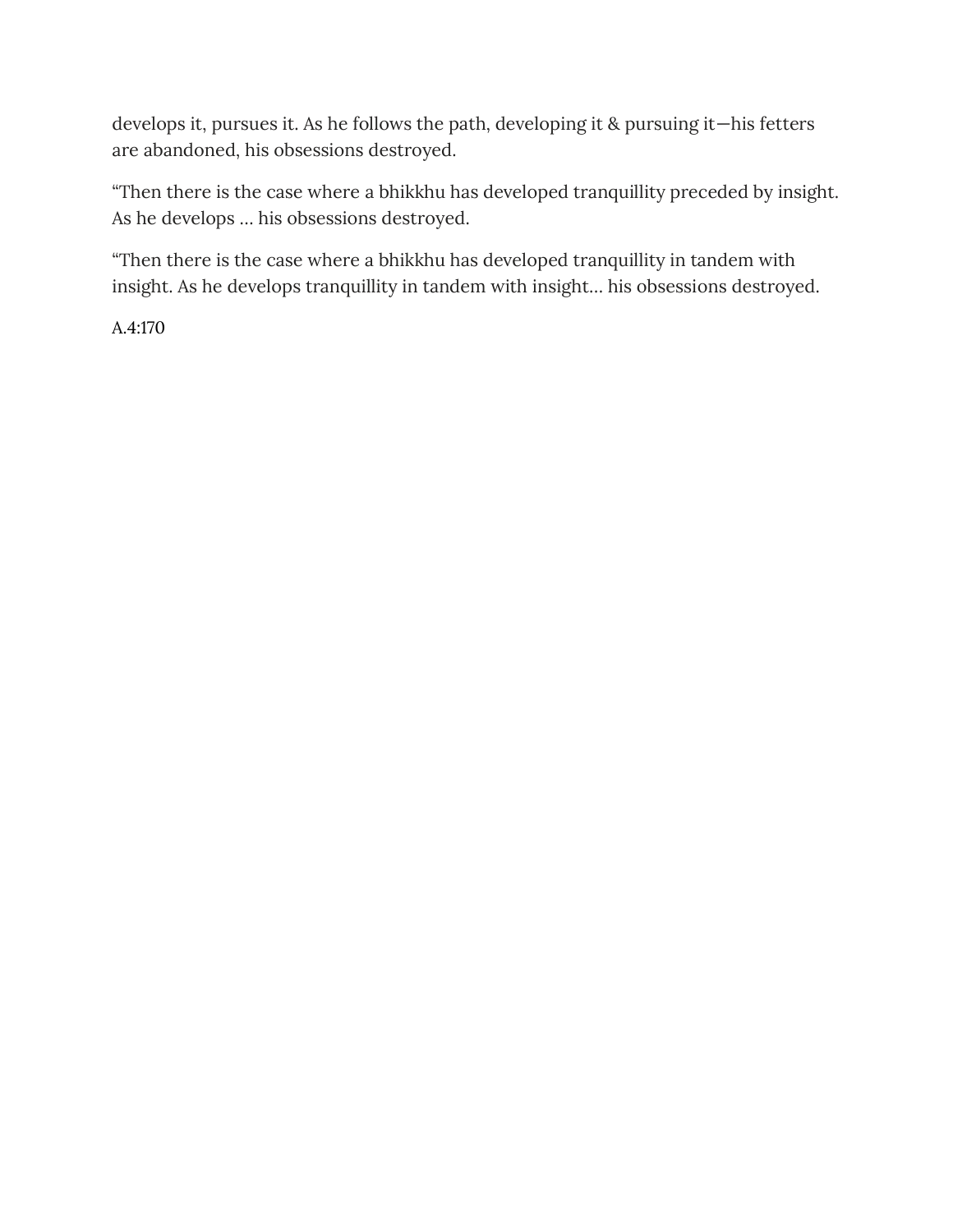develops it, pursues it. As he follows the path, developing it & pursuing it—his fetters are abandoned, his obsessions destroyed.

“Then there is the case where a bhikkhu has developed tranquillity preceded by insight. As he develops … his obsessions destroyed.

“Then there is the case where a bhikkhu has developed tranquillity in tandem with insight. As he develops tranquillity in tandem with insight… his obsessions destroyed.

A.4:170